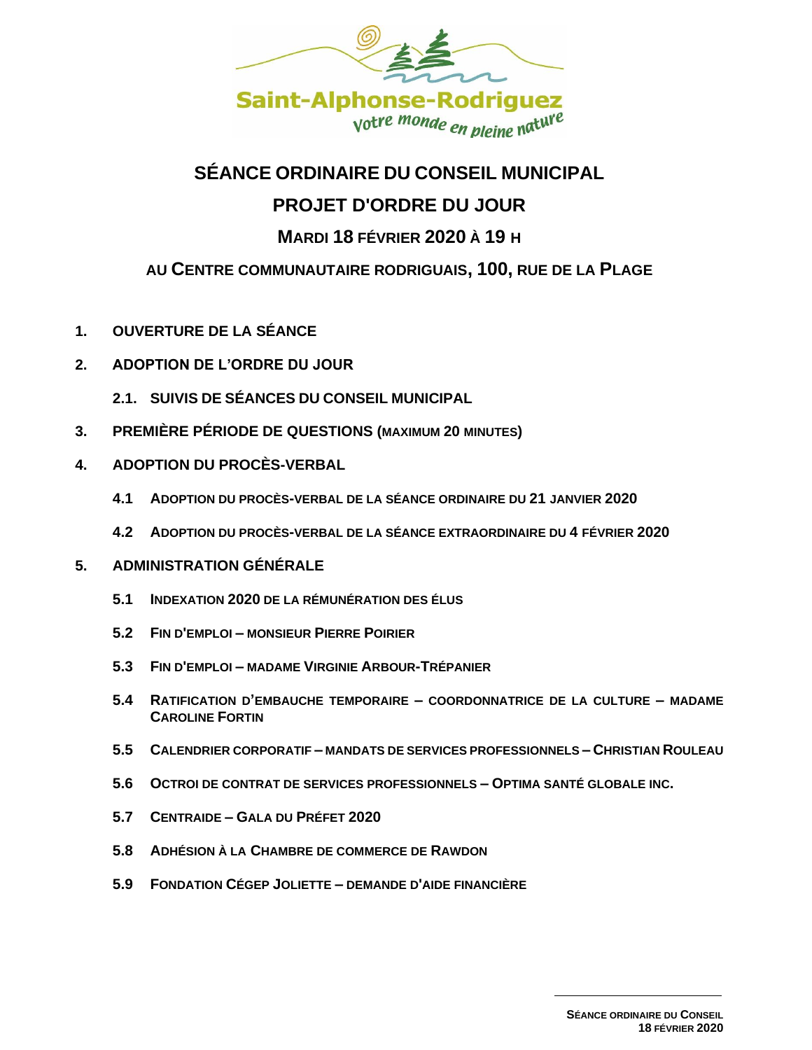Saint-Alphonse-Rodriguez

*Votre monde en pleine nature*

# SÉANCE ORDINAIRE DU CONSEIL MUNICIPAL

# PROJET D'ORDRE DU JOUR

## MARDI 18 FÉVRIER 2020 À 19 H

### AU CENTRE COMMUNAUTAIRE RODRIGUAIS, 100, RUE DE LA PLAGE

**1. OUVERTURE DE LA SÉANCE**

**2. ADOPTION DE L'ORDRE DU JOUR**

**2.1. SUIVIS DE SÉANCES DU CONSEIL MUNICIPAL**

**3. PREMIÈRE PÉRIODE DE QUESTIONS (MAXIMUM 20 MINUTES)**

**4. ADOPTION DU PROCÈS-VERBAL**

**4.1 ADOPTION DU PROCÈS-VERBAL DE LA SÉANCE ORDINAIRE DU 21 JANVIER 2020**

**4.2 ADOPTION DU PROCÈS-VERBAL DE LA SÉANCE EXTRAORDINAIRE DU 4 FÉVRIER 2020**

**5. ADMINISTRATION GÉNÉRALE**

**5.1 INDEXATION 2020 DE LA RÉMUNÉRATION DES ÉLUS**

**5.2 FIN D'EMPLOI – MONSIEUR PIERRE POIRIER**

**5.3 FIN D'EMPLOI – MADAME VIRGINIE ARBOUR-TRÉPANIER**

**5.4 RATIFICATION D'EMBAUCHE TEMPORAIRE – COORDONNATRICE DE LA CULTURE – MADAME CAROLINE FORTIN**

**5.5 CALENDRIER CORPORATIF – MANDATS DE SERVICES PROFESSIONNELS – CHRISTIAN ROULEAU**

**5.6 OCTROI DE CONTRAT DE SERVICES PROFESSIONNELS – OPTIMA SANTÉ GLOBALE INC.**

**5.7 CENTRAIDE – GALA DU PRÉFET 2020**

**5.8 ADHÉSION À LA CHAMBRE DE COMMERCE DE RAWDON**

**5.9 FONDATION CÉGEP JOLIETTE – DEMANDE D'AIDE FINANCIÈRE**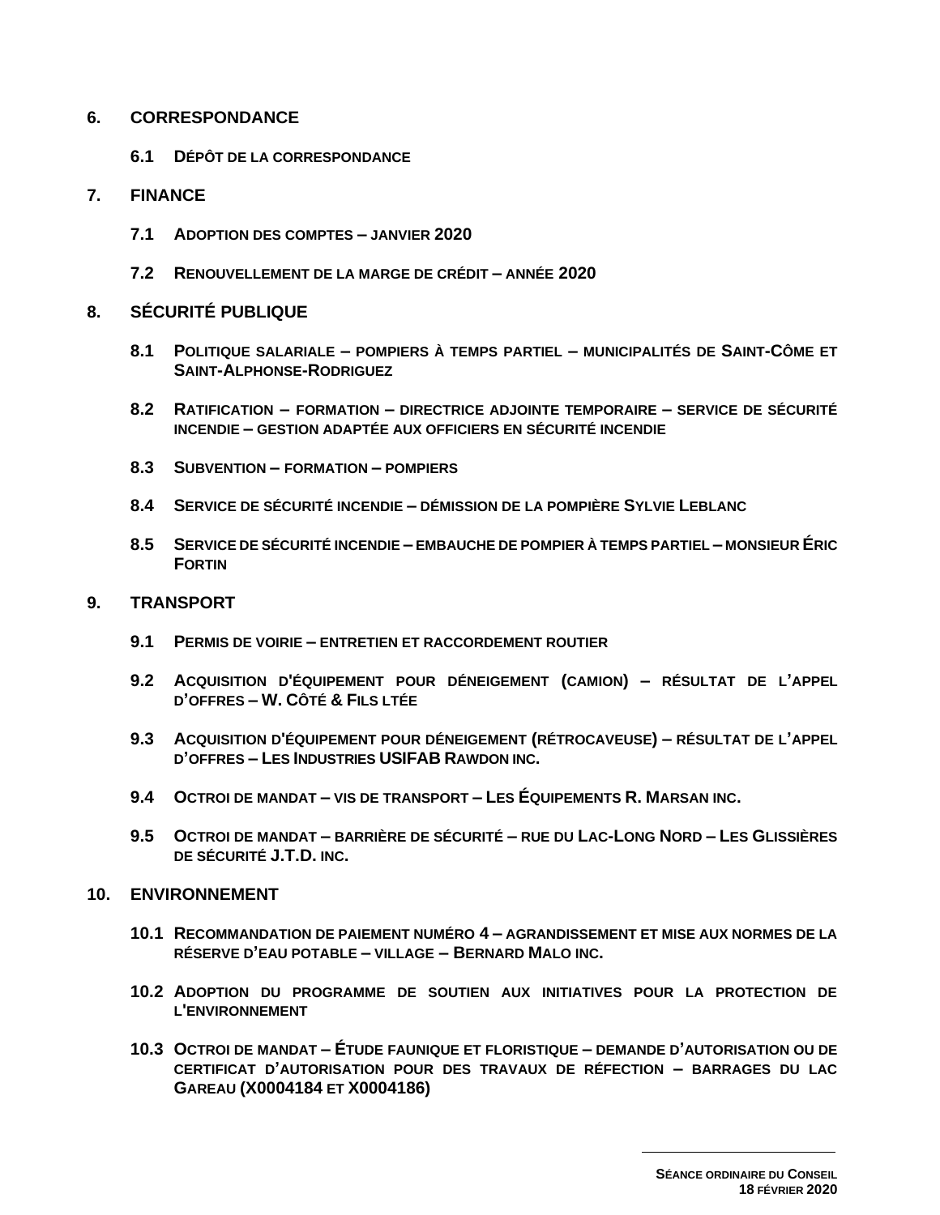## 6. CORRESPONDANCE

### 6.1 DÉPÔT DE LA CORRESPONDANCE

## 7. FINANCE

### 7.1 ADOPTION DES COMPTES – JANVIER 2020

### 7.2 RENOUVELLEMENT DE LA MARGE DE CRÉDIT – ANNÉE 2020

## 8. SÉCURITÉ PUBLIQUE

### 8.1 POLITIQUE SALARIALE – POMPIERS À TEMPS PARTIEL – MUNICIPALITÉS DE SAINT-CÔME ET SAINT-ALPHONSE-RODRIGUEZ

### 8.2 RATIFICATION – FORMATION – DIRECTRICE ADJOINTE TEMPORAIRE – SERVICE DE SÉCURITÉ INCENDIE – GESTION ADAPTÉE AUX OFFICIERS EN SÉCURITÉ INCENDIE

### 8.3 SUBVENTION – FORMATION – POMPIERS

### 8.4 SERVICE DE SÉCURITÉ INCENDIE – DÉMISSION DE LA POMPIÈRE SYLVIE LEBLANC

### 8.5 SERVICE DE SÉCURITÉ INCENDIE – EMBAUCHE DE POMPIER À TEMPS PARTIEL – MONSIEUR ÉRIC FORTIN

## 9. TRANSPORT

### 9.1 PERMIS DE VOIRIE – ENTRETIEN ET RACCORDEMENT ROUTIER

### 9.2 ACQUISITION D'ÉQUIPEMENT POUR DÉNEIGEMENT (CAMION) – RÉSULTAT DE L'APPEL D'OFFRES – W. CÔTÉ & FILS LTÉE

### 9.3 ACQUISITION D'ÉQUIPEMENT POUR DÉNEIGEMENT (RÉTROCAVEUSE) – RÉSULTAT DE L'APPEL D'OFFRES – LES INDUSTRIES USIFAB RAWDON INC.

### 9.4 OCTROI DE MANDAT – VIS DE TRANSPORT – LES ÉQUIPEMENTS R. MARSAN INC.

### 9.5 OCTROI DE MANDAT – BARRIÈRE DE SÉCURITÉ – RUE DU LAC-LONG NORD – LES GLISSIÈRES DE SÉCURITÉ J.T.D. INC.

## 10. ENVIRONNEMENT

### 10.1 RECOMMANDATION DE PAIEMENT NUMÉRO 4 – AGRANDISSEMENT ET MISE AUX NORMES DE LA RÉSERVE D'EAU POTABLE – VILLAGE – BERNARD MALO INC.

### 10.2 ADOPTION DU PROGRAMME DE SOUTIEN AUX INITIATIVES POUR LA PROTECTION DE L'ENVIRONNEMENT

### 10.3 OCTROI DE MANDAT – ÉTUDE FAUNIQUE ET FLORISTIQUE – DEMANDE D'AUTORISATION OU DE CERTIFICAT D'AUTORISATION POUR DES TRAVAUX DE RÉFECTION – BARRAGES DU LAC GAREAU (X0004184 ET X0004186)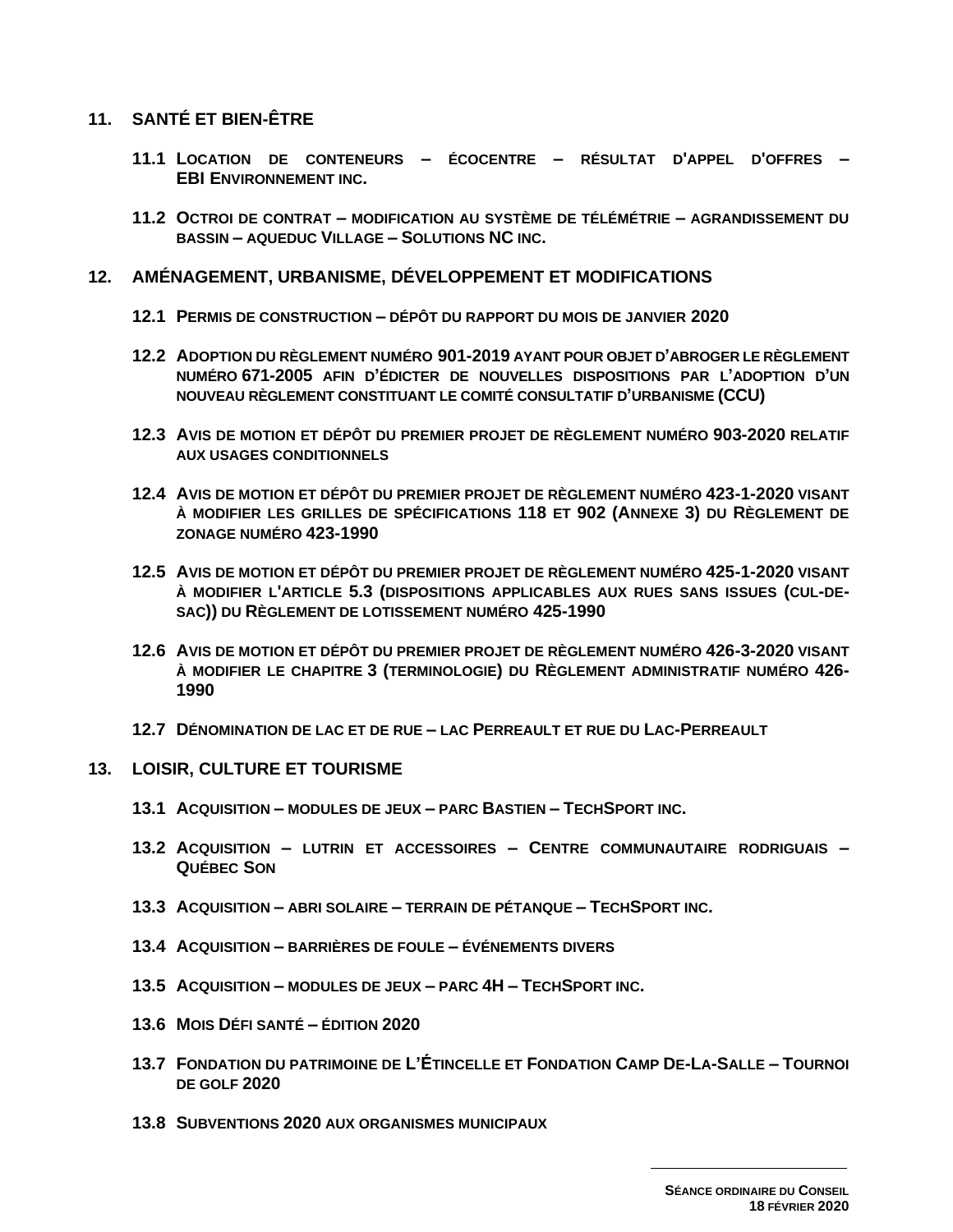## 11. SANTÉ ET BIEN-ÊTRE

**11.1 LOCATION DE CONTENEURS – ÉCOCENTRE – RÉSULTAT D'APPEL D'OFFRES – EBI ENVIRONNEMENT INC.**

**11.2 OCTROI DE CONTRAT – MODIFICATION AU SYSTÈME DE TÉLÉMÉTRIE – AGRANDISSEMENT DU BASSIN – AQUEDUC VILLAGE – SOLUTIONS NC INC.**

## 12. AMÉNAGEMENT, URBANISME, DÉVELOPPEMENT ET MODIFICATIONS

**12.1 PERMIS DE CONSTRUCTION – DÉPÔT DU RAPPORT DU MOIS DE JANVIER 2020**

**12.2 ADOPTION DU RÈGLEMENT NUMÉRO 901-2019 AYANT POUR OBJET D'ABROGER LE RÈGLEMENT NUMÉRO 671-2005 AFIN D'ÉDICTER DE NOUVELLES DISPOSITIONS PAR L'ADOPTION D'UN NOUVEAU RÈGLEMENT CONSTITUANT LE COMITÉ CONSULTATIF D'URBANISME (CCU)**

**12.3 AVIS DE MOTION ET DÉPÔT DU PREMIER PROJET DE RÈGLEMENT NUMÉRO 903-2020 RELATIF AUX USAGES CONDITIONNELS**

**12.4 AVIS DE MOTION ET DÉPÔT DU PREMIER PROJET DE RÈGLEMENT NUMÉRO 423-1-2020 VISANT À MODIFIER LES GRILLES DE SPÉCIFICATIONS 118 ET 902 (ANNEXE 3) DU RÈGLEMENT DE ZONAGE NUMÉRO 423-1990**

**12.5 AVIS DE MOTION ET DÉPÔT DU PREMIER PROJET DE RÈGLEMENT NUMÉRO 425-1-2020 VISANT À MODIFIER L'ARTICLE 5.3 (DISPOSITIONS APPLICABLES AUX RUES SANS ISSUES (CUL-DE-SAC)) DU RÈGLEMENT DE LOTISSEMENT NUMÉRO 425-1990**

**12.6 AVIS DE MOTION ET DÉPÔT DU PREMIER PROJET DE RÈGLEMENT NUMÉRO 426-3-2020 VISANT À MODIFIER LE CHAPITRE 3 (TERMINOLOGIE) DU RÈGLEMENT ADMINISTRATIF NUMÉRO 426-1990**

**12.7 DÉNOMINATION DE LAC ET DE RUE – LAC PERREAULT ET RUE DU LAC-PERREAULT**

## 13. LOISIR, CULTURE ET TOURISME

**13.1 ACQUISITION – MODULES DE JEUX – PARC BASTIEN – TECHSPORT INC.**

**13.2 ACQUISITION – LUTRIN ET ACCESSOIRES – CENTRE COMMUNAUTAIRE RODRIGUAIS – QUÉBEC SON**

**13.3 ACQUISITION – ABRI SOLAIRE – TERRAIN DE PÉTANQUE – TECHSPORT INC.**

**13.4 ACQUISITION – BARRIÈRES DE FOULE – ÉVÉNEMENTS DIVERS**

**13.5 ACQUISITION – MODULES DE JEUX – PARC 4H – TECHSPORT INC.**

**13.6 MOIS DÉFI SANTÉ – ÉDITION 2020**

**13.7 FONDATION DU PATRIMOINE DE L'ÉTINCELLE ET FONDATION CAMP DE-LA-SALLE – TOURNOI DE GOLF 2020**

**13.8 SUBVENTIONS 2020 AUX ORGANISMES MUNICIPAUX**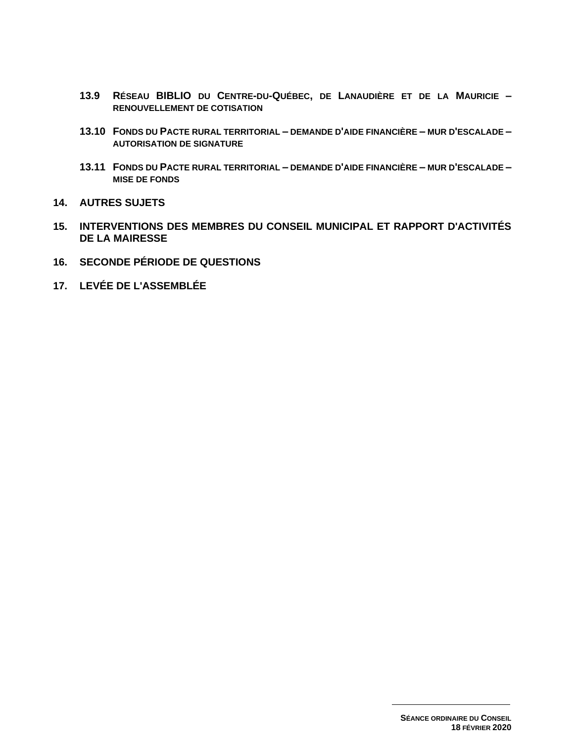**13.9 RÉSEAU BIBLIO DU CENTRE-DU-QUÉBEC, DE LANAUDIÈRE ET DE LA MAURICIE – RENOUVELLEMENT DE COTISATION**

**13.10 FONDS DU PACTE RURAL TERRITORIAL – DEMANDE D'AIDE FINANCIÈRE – MUR D'ESCALADE – AUTORISATION DE SIGNATURE**

**13.11 FONDS DU PACTE RURAL TERRITORIAL – DEMANDE D'AIDE FINANCIÈRE – MUR D'ESCALADE – MISE DE FONDS**

**14. AUTRES SUJETS**

**15. INTERVENTIONS DES MEMBRES DU CONSEIL MUNICIPAL ET RAPPORT D'ACTIVITÉS DE LA MAIRESSE**

**16. SECONDE PÉRIODE DE QUESTIONS**

**17. LEVÉE DE L'ASSEMBLÉE**